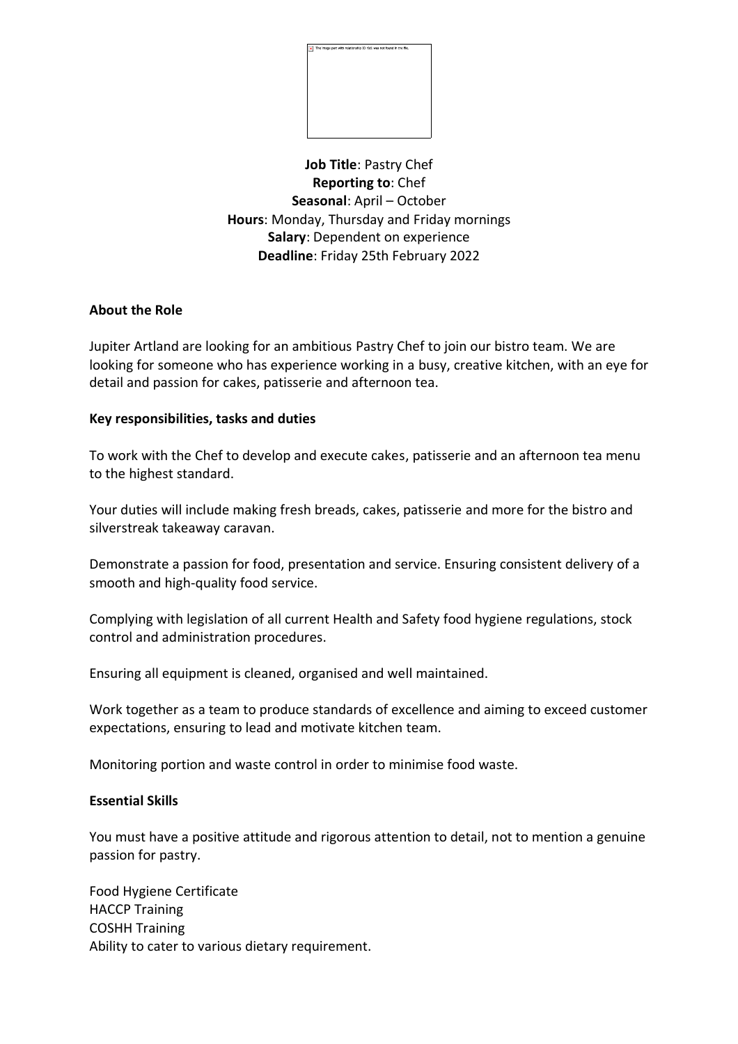**Job Title**: Pastry Chef
**Reporting to**: Chef
**Seasonal**: April – October
**Hours**: Monday, Thursday and Friday mornings
**Salary**: Dependent on experience
**Deadline**: Friday 25th February 2022

**About the Role**

Jupiter Artland are looking for an ambitious Pastry Chef to join our bistro team. We are looking for someone who has experience working in a busy, creative kitchen, with an eye for detail and passion for cakes, patisserie and afternoon tea.

**Key responsibilities, tasks and duties**

To work with the Chef to develop and execute cakes, patisserie and an afternoon tea menu to the highest standard.

Your duties will include making fresh breads, cakes, patisserie and more for the bistro and silverstreak takeaway caravan.

Demonstrate a passion for food, presentation and service. Ensuring consistent delivery of a smooth and high-quality food service.

Complying with legislation of all current Health and Safety food hygiene regulations, stock control and administration procedures.

Ensuring all equipment is cleaned, organised and well maintained.

Work together as a team to produce standards of excellence and aiming to exceed customer expectations, ensuring to lead and motivate kitchen team.

Monitoring portion and waste control in order to minimise food waste.

**Essential Skills**

You must have a positive attitude and rigorous attention to detail, not to mention a genuine passion for pastry.

Food Hygiene Certificate
HACCP Training
COSHH Training
Ability to cater to various dietary requirement.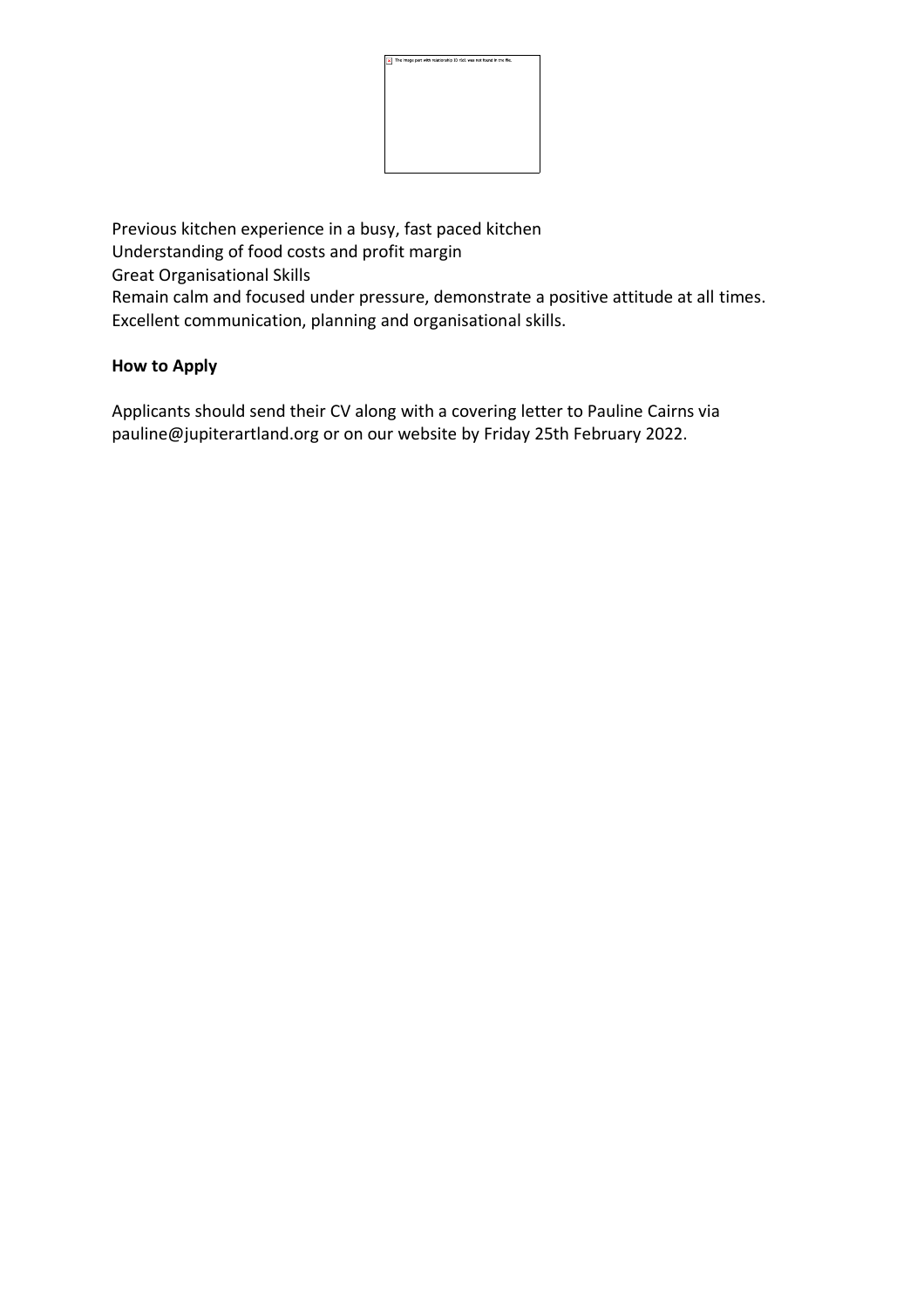Previous kitchen experience in a busy, fast paced kitchen
Understanding of food costs and profit margin
Great Organisational Skills
Remain calm and focused under pressure, demonstrate a positive attitude at all times.
Excellent communication, planning and organisational skills.

**How to Apply**

Applicants should send their CV along with a covering letter to Pauline Cairns via pauline@jupiterartland.org or on our website by Friday 25th February 2022.